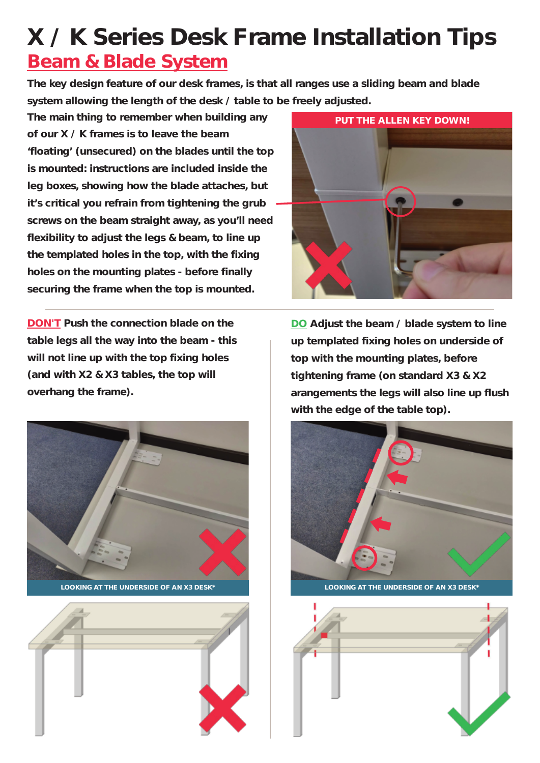# X / K Series Desk Frame Installation Tips

## Beam & Blade System

**The key design feature of our desk frames, is that all ranges use a sliding beam and blade system allowing the length of the desk / table to be freely adjusted.**

**The main thing to remember when building any of our X / K frames is to leave the beam 'floating' (unsecured) on the blades until the top is mounted: instructions are included inside the leg boxes, showing how the blade attaches, but it's critical you refrain from tightening the grub screws on the beam straight away, as you'll need flexibility to adjust the legs & beam, to line up the templated holes in the top, with the fixing holes on the mounting plates - before finally securing the frame when the top is mounted.**

**PUT THE ALLEN KEY DOWN!**

**DON'T Push the connection blade on the table legs all the way into the beam - this will not line up with the top fixing holes (and with X2 & X3 tables, the top will overhang the frame).**

LOOKING AT THE UNDERSIDE OF AN X3 DESK*

**DO Adjust the beam / blade system to line up templated fixing holes on underside of top with the mounting plates, before tightening frame (on standard X3 & X2 arangements the legs will also line up flush with the edge of the table top).**

LOOKING AT THE UNDERSIDE OF AN X3 DESK*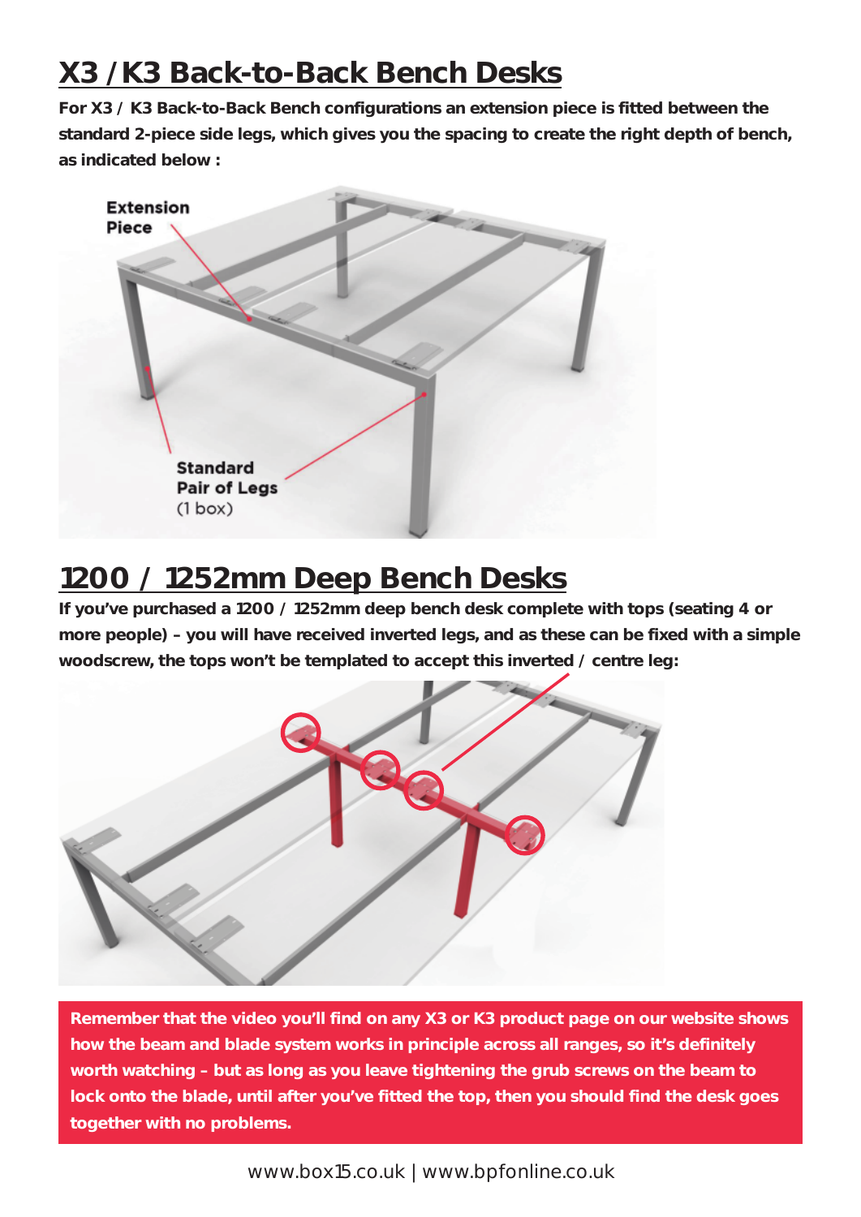## X3 / K3 Back-to-Back Bench Desks

**For X3 / K3 Back-to-Back Bench configurations an extension piece is fitted between the standard 2-piece side legs, which gives you the spacing to create the right depth of bench, as indicated below :**

Extension Piece

Standard Pair of Legs (1 box)

## 1200 / 1252mm Deep Bench Desks

**If you've purchased a 1200 / 1252mm deep bench desk complete with tops (seating 4 or more people) – you will have received inverted legs, and as these can be fixed with a simple woodscrew, the tops won't be templated to accept this inverted / centre leg:**

**Remember that the video you'll find on any X3 or K3 product page on our website shows how the beam and blade system works in principle across all ranges, so it's definitely worth watching – but as long as you leave tightening the grub screws on the beam to lock onto the blade, until after you've fitted the top, then you should find the desk goes together with no problems.**

www.box15.co.uk | www.bpfonline.co.uk